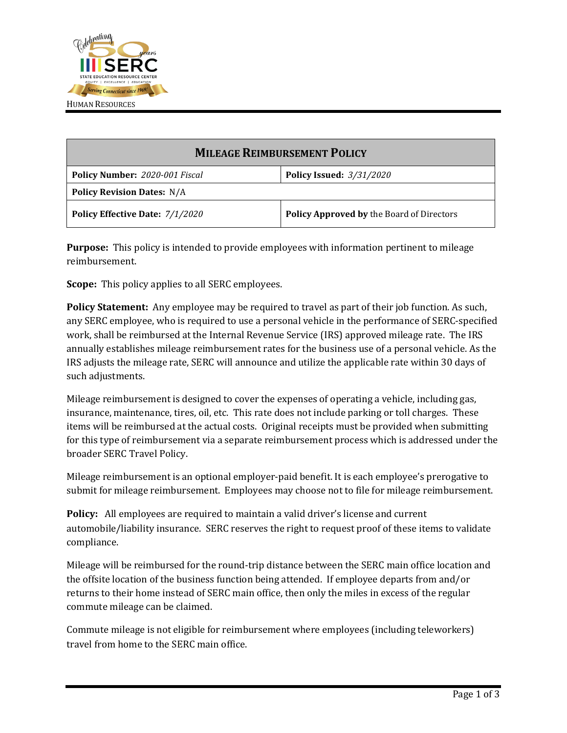HUMAN RESOURCES

| **MILEAGE REIMBURSEMENT POLICY** | |
|---|---|
| **Policy Number:** *2020-001 Fiscal* | **Policy Issued:** *3/31/2020* |
| **Policy Revision Dates:** N/A | |
| **Policy Effective Date:** *7/1/2020* | **Policy Approved by** the Board of Directors |

**Purpose:** This policy is intended to provide employees with information pertinent to mileage reimbursement.

**Scope:** This policy applies to all SERC employees.

**Policy Statement:** Any employee may be required to travel as part of their job function. As such, any SERC employee, who is required to use a personal vehicle in the performance of SERC-specified work, shall be reimbursed at the Internal Revenue Service (IRS) approved mileage rate. The IRS annually establishes mileage reimbursement rates for the business use of a personal vehicle. As the IRS adjusts the mileage rate, SERC will announce and utilize the applicable rate within 30 days of such adjustments.

Mileage reimbursement is designed to cover the expenses of operating a vehicle, including gas, insurance, maintenance, tires, oil, etc. This rate does not include parking or toll charges. These items will be reimbursed at the actual costs. Original receipts must be provided when submitting for this type of reimbursement via a separate reimbursement process which is addressed under the broader SERC Travel Policy.

Mileage reimbursement is an optional employer-paid benefit. It is each employee's prerogative to submit for mileage reimbursement. Employees may choose not to file for mileage reimbursement.

**Policy:** All employees are required to maintain a valid driver's license and current automobile/liability insurance. SERC reserves the right to request proof of these items to validate compliance.

Mileage will be reimbursed for the round-trip distance between the SERC main office location and the offsite location of the business function being attended. If employee departs from and/or returns to their home instead of SERC main office, then only the miles in excess of the regular commute mileage can be claimed.

Commute mileage is not eligible for reimbursement where employees (including teleworkers) travel from home to the SERC main office.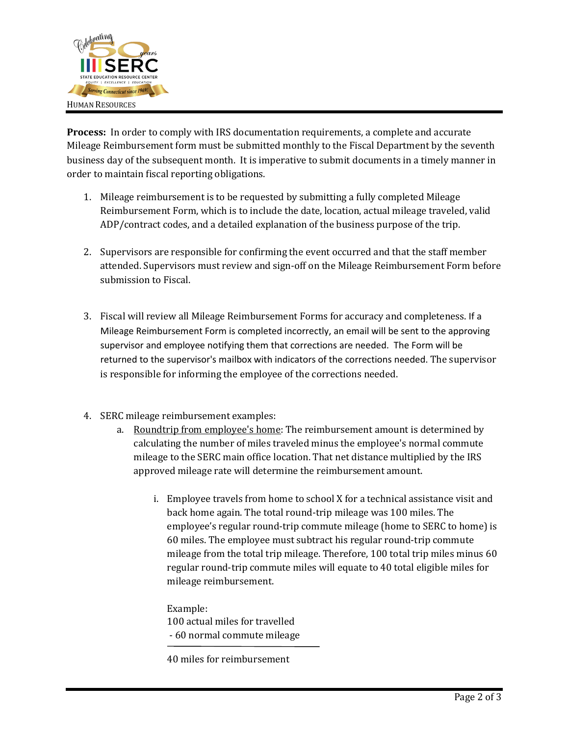HUMAN RESOURCES

**Process:** In order to comply with IRS documentation requirements, a complete and accurate Mileage Reimbursement form must be submitted monthly to the Fiscal Department by the seventh business day of the subsequent month. It is imperative to submit documents in a timely manner in order to maintain fiscal reporting obligations.

1. Mileage reimbursement is to be requested by submitting a fully completed Mileage Reimbursement Form, which is to include the date, location, actual mileage traveled, valid ADP/contract codes, and a detailed explanation of the business purpose of the trip.

2. Supervisors are responsible for confirming the event occurred and that the staff member attended. Supervisors must review and sign-off on the Mileage Reimbursement Form before submission to Fiscal.

3. Fiscal will review all Mileage Reimbursement Forms for accuracy and completeness. If a Mileage Reimbursement Form is completed incorrectly, an email will be sent to the approving supervisor and employee notifying them that corrections are needed. The Form will be returned to the supervisor's mailbox with indicators of the corrections needed. The supervisor is responsible for informing the employee of the corrections needed.

4. SERC mileage reimbursement examples:
   a. Roundtrip from employee's home: The reimbursement amount is determined by calculating the number of miles traveled minus the employee's normal commute mileage to the SERC main office location. That net distance multiplied by the IRS approved mileage rate will determine the reimbursement amount.

      i. Employee travels from home to school X for a technical assistance visit and back home again. The total round-trip mileage was 100 miles. The employee's regular round-trip commute mileage (home to SERC to home) is 60 miles. The employee must subtract his regular round-trip commute mileage from the total trip mileage. Therefore, 100 total trip miles minus 60 regular round-trip commute miles will equate to 40 total eligible miles for mileage reimbursement.

         Example:
         100 actual miles for travelled
         - 60 normal commute mileage

         ---

         40 miles for reimbursement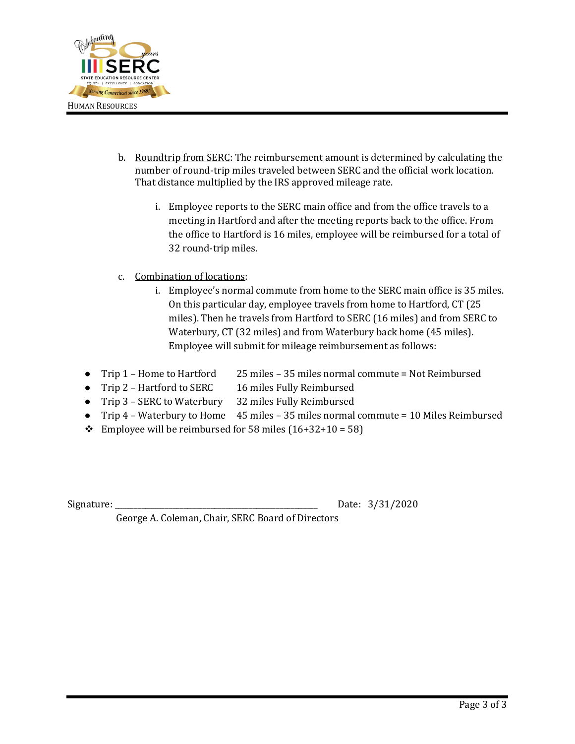b. Roundtrip from SERC: The reimbursement amount is determined by calculating the number of round-trip miles traveled between SERC and the official work location. That distance multiplied by the IRS approved mileage rate.

   i. Employee reports to the SERC main office and from the office travels to a meeting in Hartford and after the meeting reports back to the office. From the office to Hartford is 16 miles, employee will be reimbursed for a total of 32 round-trip miles.

c. Combination of locations:

   i. Employee's normal commute from home to the SERC main office is 35 miles. On this particular day, employee travels from home to Hartford, CT (25 miles). Then he travels from Hartford to SERC (16 miles) and from SERC to Waterbury, CT (32 miles) and from Waterbury back home (45 miles). Employee will submit for mileage reimbursement as follows:

- Trip 1 – Home to Hartford 25 miles – 35 miles normal commute = Not Reimbursed
- Trip 2 – Hartford to SERC 16 miles Fully Reimbursed
- Trip 3 – SERC to Waterbury 32 miles Fully Reimbursed
- Trip 4 – Waterbury to Home 45 miles – 35 miles normal commute = 10 Miles Reimbursed

❖ Employee will be reimbursed for 58 miles (16+32+10 = 58)

Signature: ______________________________ Date: 3/31/2020

George A. Coleman, Chair, SERC Board of Directors